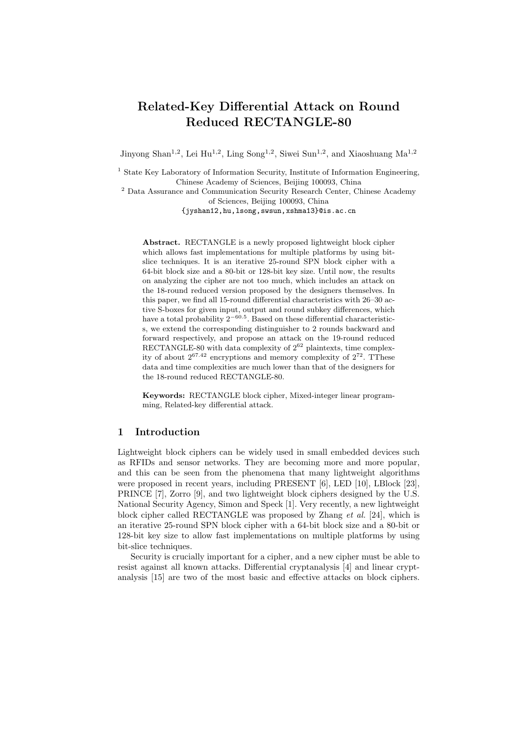# Related-Key Differential Attack on Round Reduced RECTANGLE-80

Jinyong Shan[1,2], Lei Hu[1,2], Ling Song[1,2], Siwei Sun[1,2], and Xiaoshuang Ma[1,2]

[1] State Key Laboratory of Information Security, Institute of Information Engineering, Chinese Academy of Sciences, Beijing 100093, China

[2] Data Assurance and Communication Security Research Center, Chinese Academy of Sciences, Beijing 100093, China

{jyshan12,hu,lsong,swsun,xshma13}@is.ac.cn

**Abstract.** RECTANGLE is a newly proposed lightweight block cipher which allows fast implementations for multiple platforms by using bit-slice techniques. It is an iterative 25-round SPN block cipher with a 64-bit block size and a 80-bit or 128-bit key size. Until now, the results on analyzing the cipher are not too much, which includes an attack on the 18-round reduced version proposed by the designers themselves. In this paper, we find all 15-round differential characteristics with 26–30 active S-boxes for given input, output and round subkey differences, which have a total probability $2^{-60.5}$. Based on these differential characteristics, we extend the corresponding distinguisher to 2 rounds backward and forward respectively, and propose an attack on the 19-round reduced RECTANGLE-80 with data complexity of $2^{62}$ plaintexts, time complexity of about $2^{67.42}$ encryptions and memory complexity of $2^{72}$. TThese data and time complexities are much lower than that of the designers for the 18-round reduced RECTANGLE-80.

**Keywords:** RECTANGLE block cipher, Mixed-integer linear programming, Related-key differential attack.

## 1 Introduction

Lightweight block ciphers can be widely used in small embedded devices such as RFIDs and sensor networks. They are becoming more and more popular, and this can be seen from the phenomena that many lightweight algorithms were proposed in recent years, including PRESENT [6], LED [10], LBlock [23], PRINCE [7], Zorro [9], and two lightweight block ciphers designed by the U.S. National Security Agency, Simon and Speck [1]. Very recently, a new lightweight block cipher called RECTANGLE was proposed by Zhang *et al.* [24], which is an iterative 25-round SPN block cipher with a 64-bit block size and a 80-bit or 128-bit key size to allow fast implementations on multiple platforms by using bit-slice techniques.

Security is crucially important for a cipher, and a new cipher must be able to resist against all known attacks. Differential cryptanalysis [4] and linear cryptanalysis [15] are two of the most basic and effective attacks on block ciphers.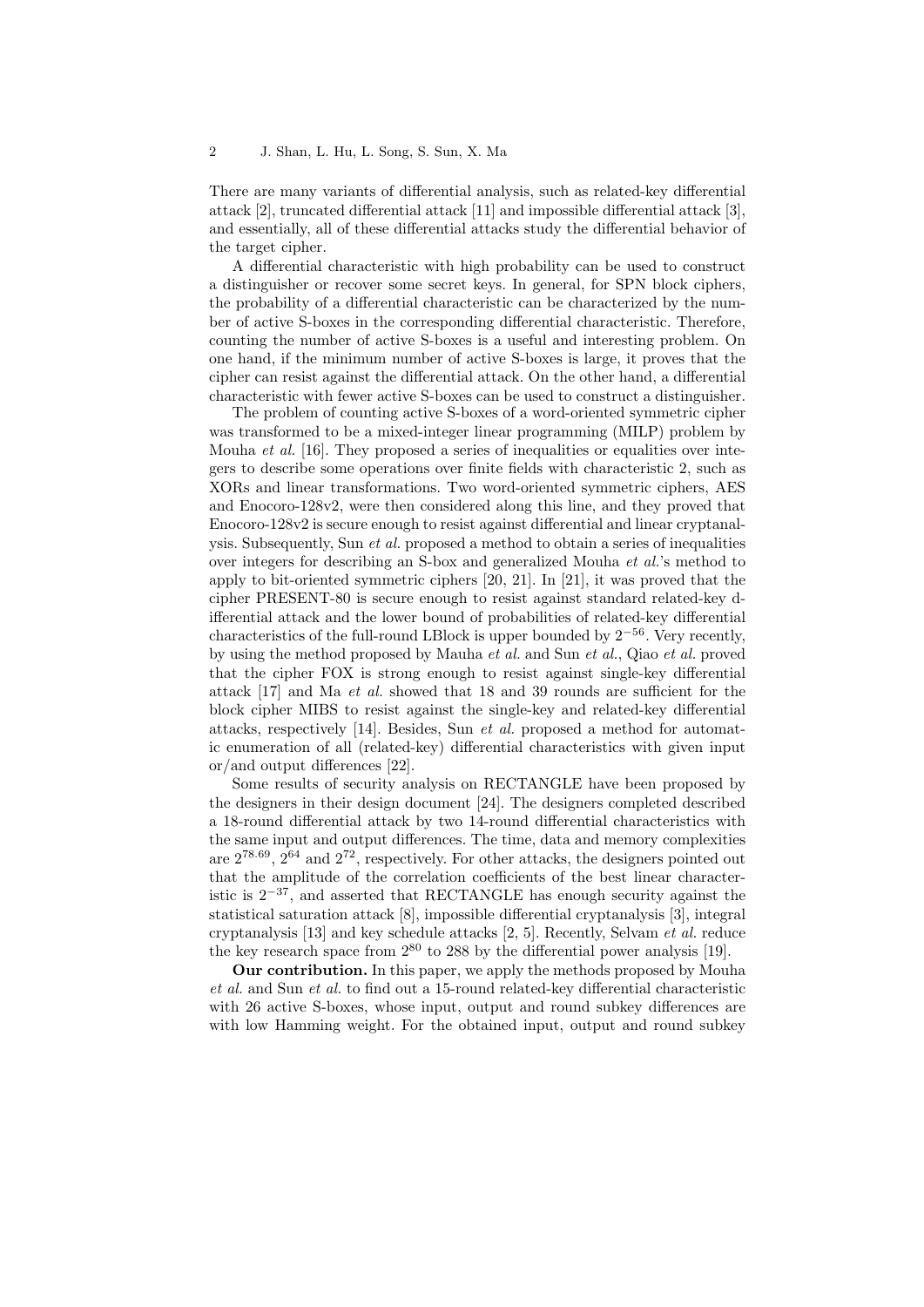There are many variants of differential analysis, such as related-key differential attack [2], truncated differential attack [11] and impossible differential attack [3], and essentially, all of these differential attacks study the differential behavior of the target cipher.

A differential characteristic with high probability can be used to construct a distinguisher or recover some secret keys. In general, for SPN block ciphers, the probability of a differential characteristic can be characterized by the number of active S-boxes in the corresponding differential characteristic. Therefore, counting the number of active S-boxes is a useful and interesting problem. On one hand, if the minimum number of active S-boxes is large, it proves that the cipher can resist against the differential attack. On the other hand, a differential characteristic with fewer active S-boxes can be used to construct a distinguisher.

The problem of counting active S-boxes of a word-oriented symmetric cipher was transformed to be a mixed-integer linear programming (MILP) problem by Mouha *et al.* [16]. They proposed a series of inequalities or equalities over integers to describe some operations over finite fields with characteristic 2, such as XORs and linear transformations. Two word-oriented symmetric ciphers, AES and Enocoro-128v2, were then considered along this line, and they proved that Enocoro-128v2 is secure enough to resist against differential and linear cryptanalysis. Subsequently, Sun *et al.* proposed a method to obtain a series of inequalities over integers for describing an S-box and generalized Mouha *et al.*'s method to apply to bit-oriented symmetric ciphers [20, 21]. In [21], it was proved that the cipher PRESENT-80 is secure enough to resist against standard related-key differential attack and the lower bound of probabilities of related-key differential characteristics of the full-round LBlock is upper bounded by $2^{-56}$. Very recently, by using the method proposed by Mauha *et al.* and Sun *et al.*, Qiao *et al.* proved that the cipher FOX is strong enough to resist against single-key differential attack [17] and Ma *et al.* showed that 18 and 39 rounds are sufficient for the block cipher MIBS to resist against the single-key and related-key differential attacks, respectively [14]. Besides, Sun *et al.* proposed a method for automatic enumeration of all (related-key) differential characteristics with given input or/and output differences [22].

Some results of security analysis on RECTANGLE have been proposed by the designers in their design document [24]. The designers completed described a 18-round differential attack by two 14-round differential characteristics with the same input and output differences. The time, data and memory complexities are $2^{78.69}$, $2^{64}$ and $2^{72}$, respectively. For other attacks, the designers pointed out that the amplitude of the correlation coefficients of the best linear characteristic is $2^{-37}$, and asserted that RECTANGLE has enough security against the statistical saturation attack [8], impossible differential cryptanalysis [3], integral cryptanalysis [13] and key schedule attacks [2, 5]. Recently, Selvam *et al.* reduce the key research space from $2^{80}$ to 288 by the differential power analysis [19].

**Our contribution.** In this paper, we apply the methods proposed by Mouha *et al.* and Sun *et al.* to find out a 15-round related-key differential characteristic with 26 active S-boxes, whose input, output and round subkey differences are with low Hamming weight. For the obtained input, output and round subkey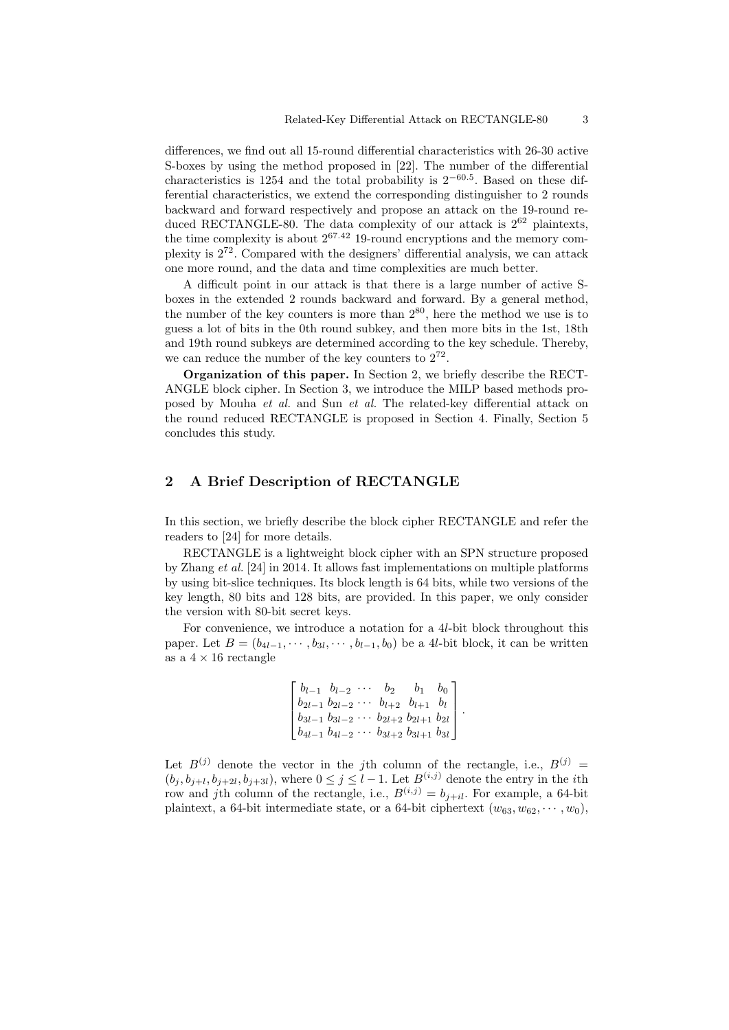differences, we find out all 15-round differential characteristics with 26-30 active S-boxes by using the method proposed in [22]. The number of the differential characteristics is 1254 and the total probability is $2^{-60.5}$. Based on these differential characteristics, we extend the corresponding distinguisher to 2 rounds backward and forward respectively and propose an attack on the 19-round reduced RECTANGLE-80. The data complexity of our attack is $2^{62}$ plaintexts, the time complexity is about $2^{67.42}$ 19-round encryptions and the memory complexity is $2^{72}$. Compared with the designers' differential analysis, we can attack one more round, and the data and time complexities are much better.

A difficult point in our attack is that there is a large number of active S-boxes in the extended 2 rounds backward and forward. By a general method, the number of the key counters is more than $2^{80}$, here the method we use is to guess a lot of bits in the 0th round subkey, and then more bits in the 1st, 18th and 19th round subkeys are determined according to the key schedule. Thereby, we can reduce the number of the key counters to $2^{72}$.

**Organization of this paper.** In Section 2, we briefly describe the RECTANGLE block cipher. In Section 3, we introduce the MILP based methods proposed by Mouha *et al.* and Sun *et al.* The related-key differential attack on the round reduced RECTANGLE is proposed in Section 4. Finally, Section 5 concludes this study.

## 2 A Brief Description of RECTANGLE

In this section, we briefly describe the block cipher RECTANGLE and refer the readers to [24] for more details.

RECTANGLE is a lightweight block cipher with an SPN structure proposed by Zhang *et al.* [24] in 2014. It allows fast implementations on multiple platforms by using bit-slice techniques. Its block length is 64 bits, while two versions of the key length, 80 bits and 128 bits, are provided. In this paper, we only consider the version with 80-bit secret keys.

For convenience, we introduce a notation for a $4l$-bit block throughout this paper. Let $B = (b_{4l-1}, \cdots, b_{3l}, \cdots, b_{l-1}, b_0)$ be a $4l$-bit block, it can be written as a $4 \times 16$ rectangle

$$\begin{bmatrix} b_{l-1} & b_{l-2} & \cdots & b_2 & b_1 & b_0 \\ b_{2l-1} & b_{2l-2} & \cdots & b_{l+2} & b_{l+1} & b_l \\ b_{3l-1} & b_{3l-2} & \cdots & b_{2l+2} & b_{2l+1} & b_{2l} \\ b_{4l-1} & b_{4l-2} & \cdots & b_{3l+2} & b_{3l+1} & b_{3l} \end{bmatrix}.$$

Let $B^{(j)}$ denote the vector in the $j$th column of the rectangle, i.e., $B^{(j)} = (b_j, b_{j+l}, b_{j+2l}, b_{j+3l})$, where $0 \leq j \leq l-1$. Let $B^{(i,j)}$ denote the entry in the $i$th row and $j$th column of the rectangle, i.e., $B^{(i,j)} = b_{j+il}$. For example, a 64-bit plaintext, a 64-bit intermediate state, or a 64-bit ciphertext $(w_{63}, w_{62}, \cdots, w_0)$,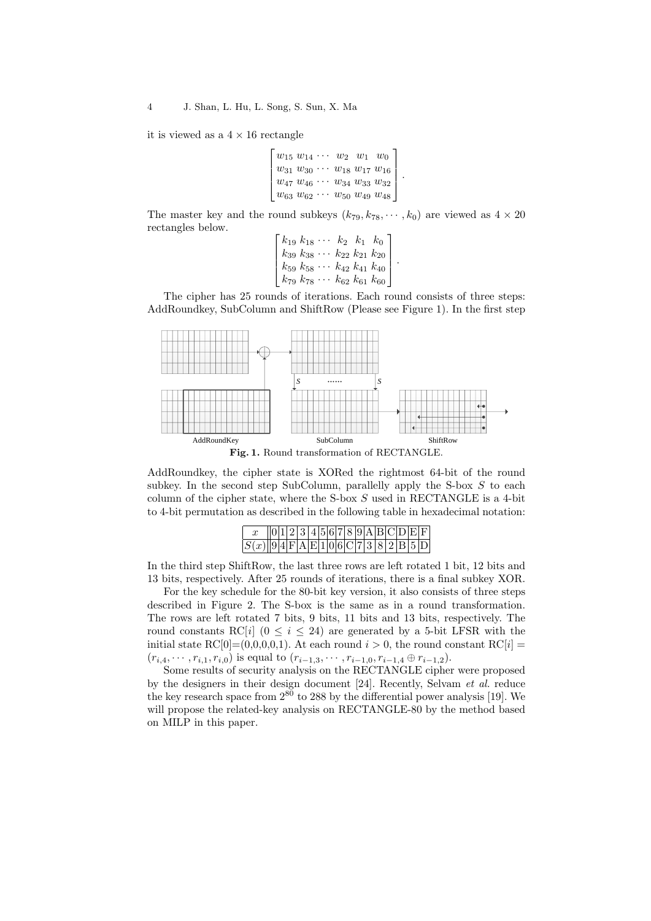it is viewed as a $4 \times 16$ rectangle

$$\begin{bmatrix} w_{15} & w_{14} & \cdots & w_2 & w_1 & w_0 \\ w_{31} & w_{30} & \cdots & w_{18} & w_{17} & w_{16} \\ w_{47} & w_{46} & \cdots & w_{34} & w_{33} & w_{32} \\ w_{63} & w_{62} & \cdots & w_{50} & w_{49} & w_{48} \end{bmatrix}.$$

The master key and the round subkeys $(k_{79}, k_{78}, \cdots, k_0)$ are viewed as $4 \times 20$ rectangles below.

$$\begin{bmatrix} k_{19} & k_{18} & \cdots & k_2 & k_1 & k_0 \\ k_{39} & k_{38} & \cdots & k_{22} & k_{21} & k_{20} \\ k_{59} & k_{58} & \cdots & k_{42} & k_{41} & k_{40} \\ k_{79} & k_{78} & \cdots & k_{62} & k_{61} & k_{60} \end{bmatrix}.$$

The cipher has 25 rounds of iterations. Each round consists of three steps: AddRoundkey, SubColumn and ShiftRow (Please see Figure 1). In the first step

**Fig. 1.** Round transformation of RECTANGLE.

AddRoundkey, the cipher state is XORed the rightmost 64-bit of the round subkey. In the second step SubColumn, parallelly apply the S-box $S$ to each column of the cipher state, where the S-box $S$ used in RECTANGLE is a 4-bit to 4-bit permutation as described in the following table in hexadecimal notation:

| $x$ | 0 | 1 | 2 | 3 | 4 | 5 | 6 | 7 | 8 | 9 | A | B | C | D | E | F |
|---|---|---|---|---|---|---|---|---|---|---|---|---|---|---|---|---|
| $S(x)$ | 9 | 4 | F | A | E | 1 | 0 | 6 | C | 7 | 3 | 8 | 2 | B | 5 | D |

In the third step ShiftRow, the last three rows are left rotated 1 bit, 12 bits and 13 bits, respectively. After 25 rounds of iterations, there is a final subkey XOR.

For the key schedule for the 80-bit key version, it also consists of three steps described in Figure 2. The S-box is the same as in a round transformation. The rows are left rotated 7 bits, 9 bits, 11 bits and 13 bits, respectively. The round constants RC[$i$] ($0 \leq i \leq 24$) are generated by a 5-bit LFSR with the initial state RC[0]=(0,0,0,0,1). At each round $i > 0$, the round constant RC[$i$] $= (r_{i,4}, \cdots, r_{i,1}, r_{i,0})$ is equal to $(r_{i-1,3}, \cdots, r_{i-1,0}, r_{i-1,4} \oplus r_{i-1,2})$.

Some results of security analysis on the RECTANGLE cipher were proposed by the designers in their design document [24]. Recently, Selvam *et al.* reduce the key research space from $2^{80}$ to 288 by the differential power analysis [19]. We will propose the related-key analysis on RECTANGLE-80 by the method based on MILP in this paper.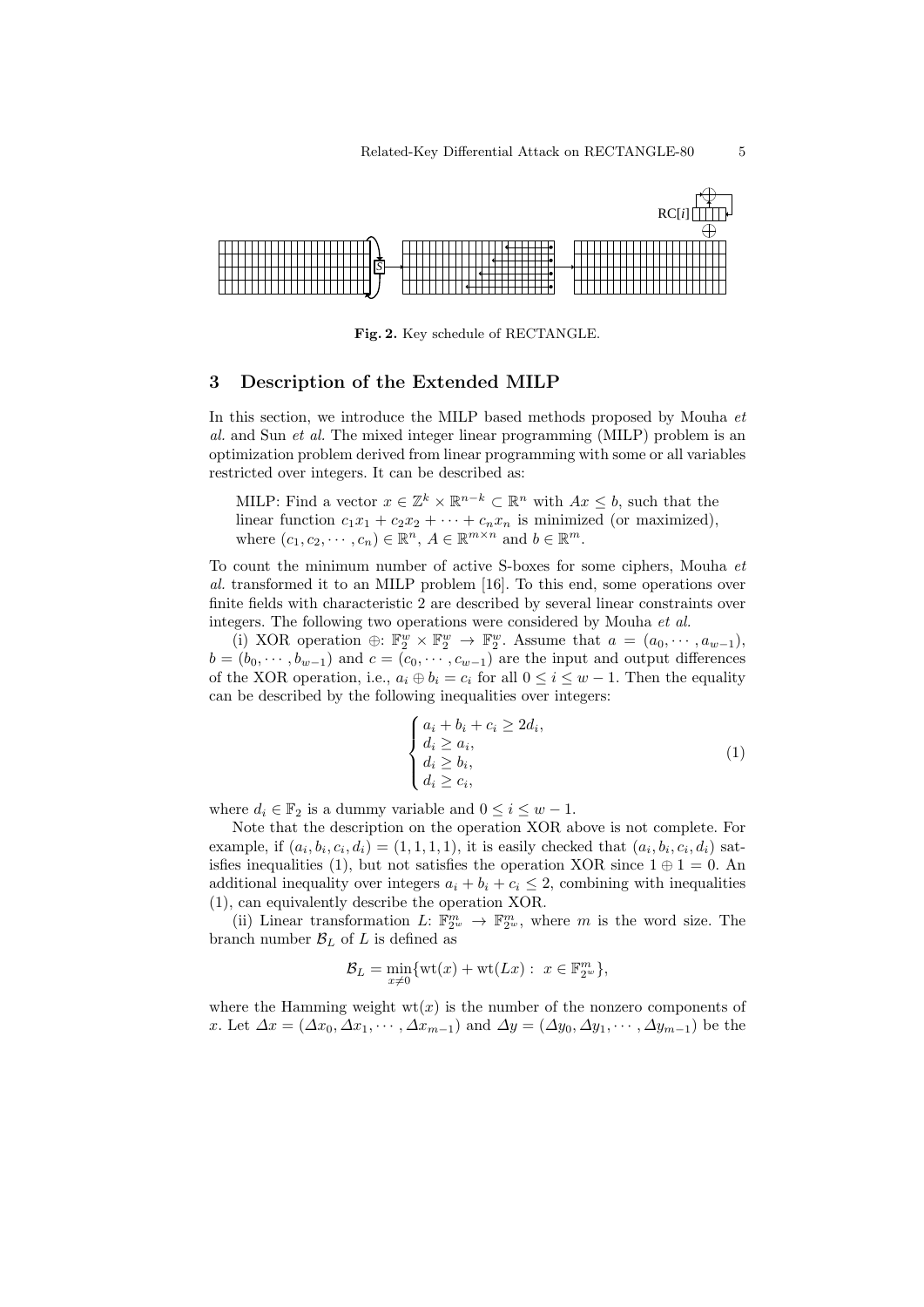**Fig. 2.** Key schedule of RECTANGLE.

## 3 Description of the Extended MILP

In this section, we introduce the MILP based methods proposed by Mouha *et al.* and Sun *et al.* The mixed integer linear programming (MILP) problem is an optimization problem derived from linear programming with some or all variables restricted over integers. It can be described as:

> MILP: Find a vector $x \in \mathbb{Z}^k \times \mathbb{R}^{n-k} \subset \mathbb{R}^n$ with $Ax \le b$, such that the linear function $c_1x_1 + c_2x_2 + \cdots + c_nx_n$ is minimized (or maximized), where $(c_1, c_2, \cdots, c_n) \in \mathbb{R}^n$, $A \in \mathbb{R}^{m\times n}$ and $b \in \mathbb{R}^m$.

To count the minimum number of active S-boxes for some ciphers, Mouha *et al.* transformed it to an MILP problem [16]. To this end, some operations over finite fields with characteristic 2 are described by several linear constraints over integers. The following two operations were considered by Mouha *et al.*

(i) XOR operation $\oplus$: $\mathbb{F}_2^w \times \mathbb{F}_2^w \to \mathbb{F}_2^w$. Assume that $a = (a_0, \cdots, a_{w-1})$, $b = (b_0, \cdots, b_{w-1})$ and $c = (c_0, \cdots, c_{w-1})$ are the input and output differences of the XOR operation, i.e., $a_i \oplus b_i = c_i$ for all $0 \le i \le w-1$. Then the equality can be described by the following inequalities over integers:

$$\begin{cases} a_i + b_i + c_i \ge 2d_i, \\ d_i \ge a_i, \\ d_i \ge b_i, \\ d_i \ge c_i, \end{cases} \tag{1}$$

where $d_i \in \mathbb{F}_2$ is a dummy variable and $0 \le i \le w-1$.

Note that the description on the operation XOR above is not complete. For example, if $(a_i, b_i, c_i, d_i) = (1, 1, 1, 1)$, it is easily checked that $(a_i, b_i, c_i, d_i)$ satisfies inequalities (1), but not satisfies the operation XOR since $1 \oplus 1 = 0$. An additional inequality over integers $a_i + b_i + c_i \le 2$, combining with inequalities (1), can equivalently describe the operation XOR.

(ii) Linear transformation $L$: $\mathbb{F}_{2^w}^m \to \mathbb{F}_{2^w}^m$, where $m$ is the word size. The branch number $\mathcal{B}_L$ of $L$ is defined as

$$\mathcal{B}_L = \min_{x \ne 0}\{\mathrm{wt}(x) + \mathrm{wt}(Lx) : \ x \in \mathbb{F}_{2^w}^m\},$$

where the Hamming weight $\mathrm{wt}(x)$ is the number of the nonzero components of $x$. Let $\Delta x = (\Delta x_0, \Delta x_1, \cdots, \Delta x_{m-1})$ and $\Delta y = (\Delta y_0, \Delta y_1, \cdots, \Delta y_{m-1})$ be the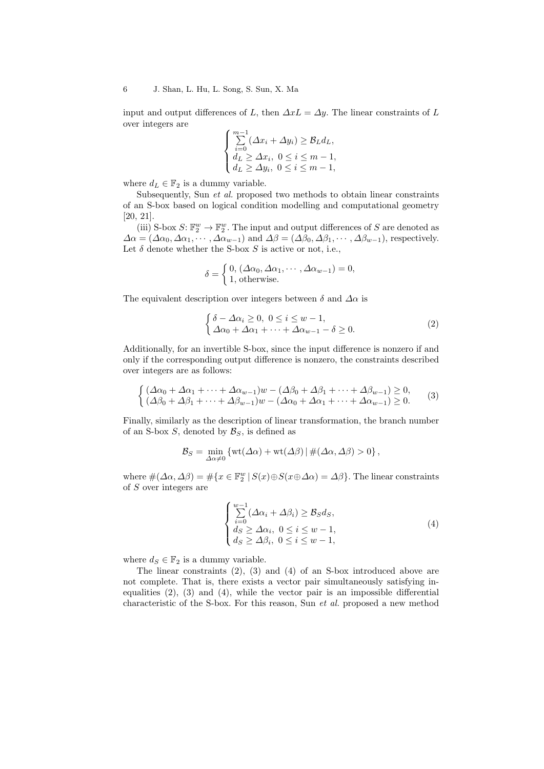input and output differences of $L$, then $\Delta x L = \Delta y$. The linear constraints of $L$ over integers are

$$
\begin{cases}
\sum\limits_{i=0}^{m-1} (\Delta x_i + \Delta y_i) \geq \mathcal{B}_L d_L, \\
d_L \geq \Delta x_i, \ 0 \leq i \leq m-1, \\
d_L \geq \Delta y_i, \ 0 \leq i \leq m-1,
\end{cases}
$$

where $d_L \in \mathbb{F}_2$ is a dummy variable.

Subsequently, Sun *et al.* proposed two methods to obtain linear constraints of an S-box based on logical condition modelling and computational geometry [20, 21].

(iii) S-box $S\colon \mathbb{F}_2^w \to \mathbb{F}_2^w$. The input and output differences of $S$ are denoted as $\Delta\alpha = (\Delta\alpha_0, \Delta\alpha_1, \cdots, \Delta\alpha_{w-1})$ and $\Delta\beta = (\Delta\beta_0, \Delta\beta_1, \cdots, \Delta\beta_{w-1})$, respectively. Let $\delta$ denote whether the S-box $S$ is active or not, i.e.,

$$
\delta = \begin{cases}
0, \ (\Delta\alpha_0, \Delta\alpha_1, \cdots, \Delta\alpha_{w-1}) = 0, \\
1, \ \text{otherwise}.
\end{cases}
$$

The equivalent description over integers between $\delta$ and $\Delta\alpha$ is

$$
\begin{cases}
\delta - \Delta\alpha_i \geq 0, \ 0 \leq i \leq w-1, \\
\Delta\alpha_0 + \Delta\alpha_1 + \cdots + \Delta\alpha_{w-1} - \delta \geq 0.
\end{cases}
\tag{2}
$$

Additionally, for an invertible S-box, since the input difference is nonzero if and only if the corresponding output difference is nonzero, the constraints described over integers are as follows:

$$
\begin{cases}
(\Delta\alpha_0 + \Delta\alpha_1 + \cdots + \Delta\alpha_{w-1})w - (\Delta\beta_0 + \Delta\beta_1 + \cdots + \Delta\beta_{w-1}) \geq 0, \\
(\Delta\beta_0 + \Delta\beta_1 + \cdots + \Delta\beta_{w-1})w - (\Delta\alpha_0 + \Delta\alpha_1 + \cdots + \Delta\alpha_{w-1}) \geq 0.
\end{cases}
\tag{3}
$$

Finally, similarly as the description of linear transformation, the branch number of an S-box $S$, denoted by $\mathcal{B}_S$, is defined as

$$
\mathcal{B}_S = \min_{\Delta\alpha \neq 0} \left\{ \mathrm{wt}(\Delta\alpha) + \mathrm{wt}(\Delta\beta) \,|\, \#(\Delta\alpha, \Delta\beta) > 0 \right\},
$$

where $\#(\Delta\alpha, \Delta\beta) = \#\{x \in \mathbb{F}_2^w \,|\, S(x) \oplus S(x \oplus \Delta\alpha) = \Delta\beta\}$. The linear constraints of $S$ over integers are

$$
\begin{cases}
\sum\limits_{i=0}^{w-1} (\Delta\alpha_i + \Delta\beta_i) \geq \mathcal{B}_S d_S, \\
d_S \geq \Delta\alpha_i, \ 0 \leq i \leq w-1, \\
d_S \geq \Delta\beta_i, \ 0 \leq i \leq w-1,
\end{cases}
\tag{4}
$$

where $d_S \in \mathbb{F}_2$ is a dummy variable.

The linear constraints (2), (3) and (4) of an S-box introduced above are not complete. That is, there exists a vector pair simultaneously satisfying inequalities (2), (3) and (4), while the vector pair is an impossible differential characteristic of the S-box. For this reason, Sun *et al.* proposed a new method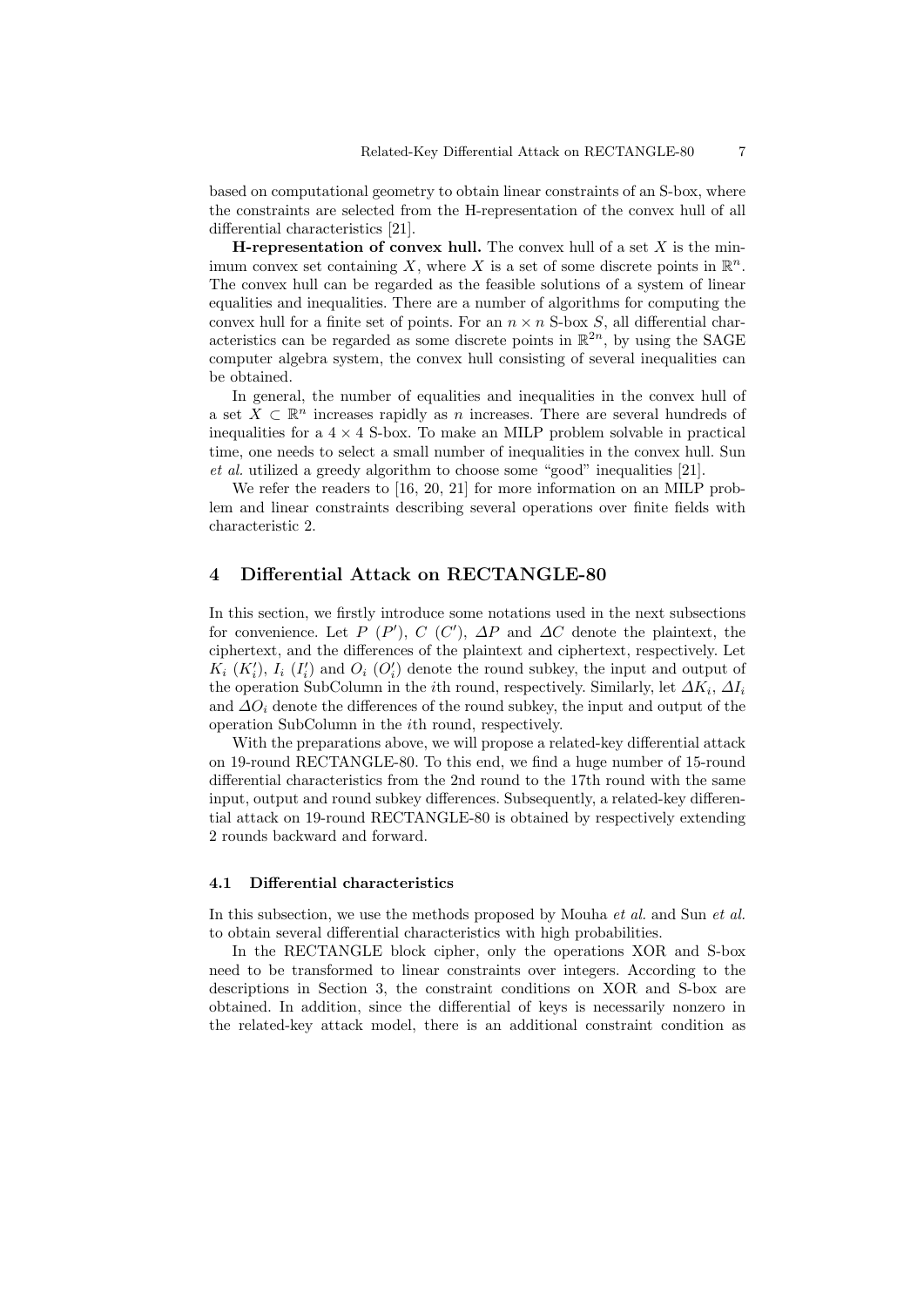based on computational geometry to obtain linear constraints of an S-box, where the constraints are selected from the H-representation of the convex hull of all differential characteristics [21].

**H-representation of convex hull.** The convex hull of a set $X$ is the minimum convex set containing $X$, where $X$ is a set of some discrete points in $\mathbb{R}^n$. The convex hull can be regarded as the feasible solutions of a system of linear equalities and inequalities. There are a number of algorithms for computing the convex hull for a finite set of points. For an $n \times n$ S-box $S$, all differential characteristics can be regarded as some discrete points in $\mathbb{R}^{2n}$, by using the SAGE computer algebra system, the convex hull consisting of several inequalities can be obtained.

In general, the number of equalities and inequalities in the convex hull of a set $X \subset \mathbb{R}^n$ increases rapidly as $n$ increases. There are several hundreds of inequalities for a $4 \times 4$ S-box. To make an MILP problem solvable in practical time, one needs to select a small number of inequalities in the convex hull. Sun *et al.* utilized a greedy algorithm to choose some "good" inequalities [21].

We refer the readers to [16, 20, 21] for more information on an MILP problem and linear constraints describing several operations over finite fields with characteristic 2.

## 4 Differential Attack on RECTANGLE-80

In this section, we firstly introduce some notations used in the next subsections for convenience. Let $P$ ($P'$), $C$ ($C'$), $\Delta P$ and $\Delta C$ denote the plaintext, the ciphertext, and the differences of the plaintext and ciphertext, respectively. Let $K_i$ ($K'_i$), $I_i$ ($I'_i$) and $O_i$ ($O'_i$) denote the round subkey, the input and output of the operation SubColumn in the $i$th round, respectively. Similarly, let $\Delta K_i$, $\Delta I_i$ and $\Delta O_i$ denote the differences of the round subkey, the input and output of the operation SubColumn in the $i$th round, respectively.

With the preparations above, we will propose a related-key differential attack on 19-round RECTANGLE-80. To this end, we find a huge number of 15-round differential characteristics from the 2nd round to the 17th round with the same input, output and round subkey differences. Subsequently, a related-key differential attack on 19-round RECTANGLE-80 is obtained by respectively extending 2 rounds backward and forward.

### 4.1 Differential characteristics

In this subsection, we use the methods proposed by Mouha *et al.* and Sun *et al.* to obtain several differential characteristics with high probabilities.

In the RECTANGLE block cipher, only the operations XOR and S-box need to be transformed to linear constraints over integers. According to the descriptions in Section 3, the constraint conditions on XOR and S-box are obtained. In addition, since the differential of keys is necessarily nonzero in the related-key attack model, there is an additional constraint condition as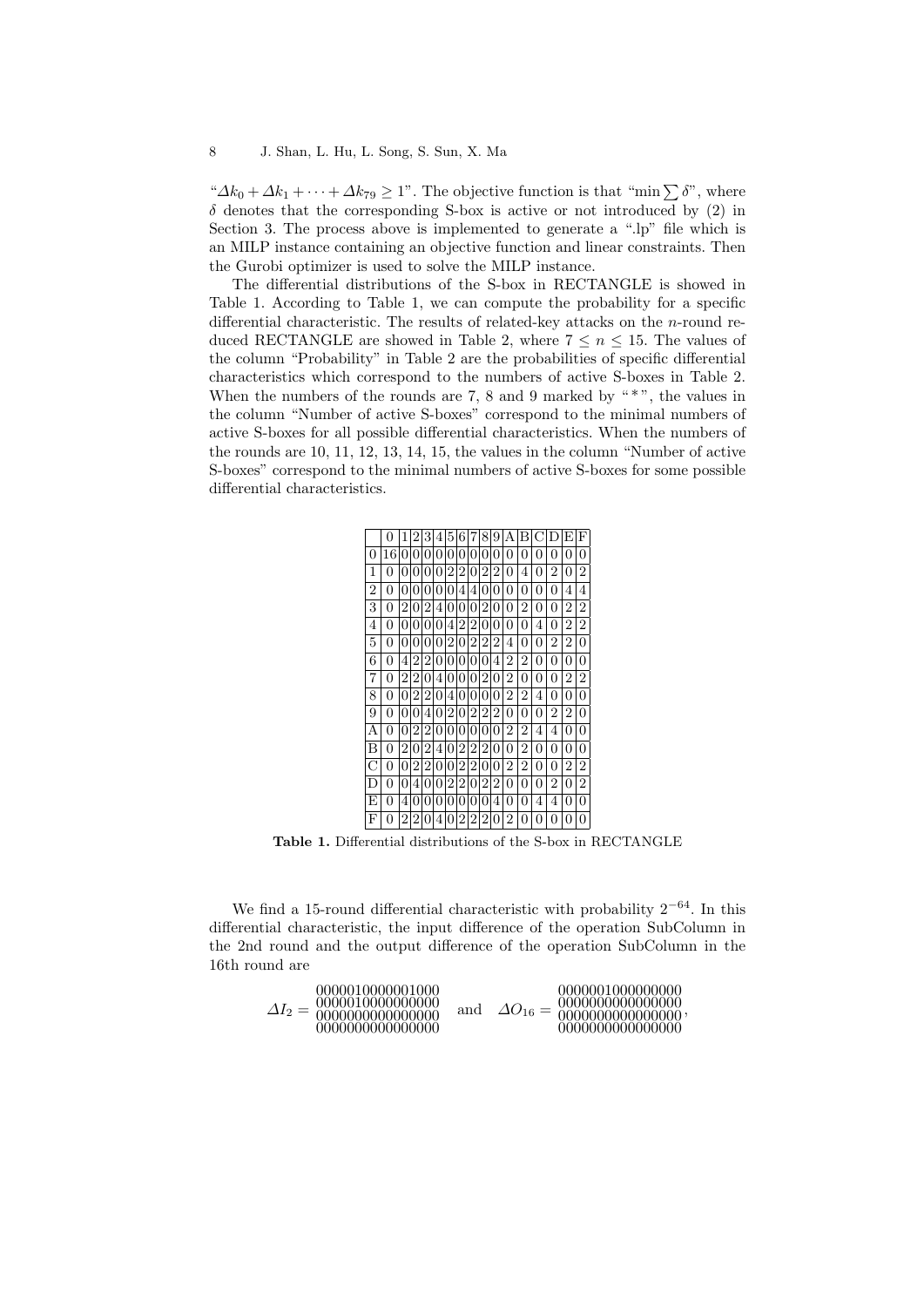"$\Delta k_0 + \Delta k_1 + \cdots + \Delta k_{79} \geq 1$". The objective function is that "$\min \sum \delta$", where $\delta$ denotes that the corresponding S-box is active or not introduced by (2) in Section 3. The process above is implemented to generate a ".lp" file which is an MILP instance containing an objective function and linear constraints. Then the Gurobi optimizer is used to solve the MILP instance.

The differential distributions of the S-box in RECTANGLE is showed in Table 1. According to Table 1, we can compute the probability for a specific differential characteristic. The results of related-key attacks on the $n$-round reduced RECTANGLE are showed in Table 2, where $7 \leq n \leq 15$. The values of the column "Probability" in Table 2 are the probabilities of specific differential characteristics which correspond to the numbers of active S-boxes in Table 2. When the numbers of the rounds are 7, 8 and 9 marked by "*", the values in the column "Number of active S-boxes" correspond to the minimal numbers of active S-boxes for all possible differential characteristics. When the numbers of the rounds are 10, 11, 12, 13, 14, 15, the values in the column "Number of active S-boxes" correspond to the minimal numbers of active S-boxes for some possible differential characteristics.

| | 0 | 1 | 2 | 3 | 4 | 5 | 6 | 7 | 8 | 9 | A | B | C | D | E | F |
|---|---|---|---|---|---|---|---|---|---|---|---|---|---|---|---|---|
| 0 | 16 | 0 | 0 | 0 | 0 | 0 | 0 | 0 | 0 | 0 | 0 | 0 | 0 | 0 | 0 | 0 |
| 1 | 0 | 0 | 0 | 0 | 0 | 2 | 2 | 0 | 2 | 2 | 0 | 4 | 0 | 2 | 0 | 2 |
| 2 | 0 | 0 | 0 | 0 | 0 | 0 | 4 | 4 | 0 | 0 | 0 | 0 | 0 | 0 | 4 | 4 |
| 3 | 0 | 2 | 0 | 2 | 4 | 0 | 0 | 0 | 2 | 0 | 0 | 2 | 0 | 0 | 2 | 2 |
| 4 | 0 | 0 | 0 | 0 | 0 | 4 | 2 | 2 | 0 | 0 | 0 | 0 | 4 | 0 | 2 | 2 |
| 5 | 0 | 0 | 0 | 0 | 0 | 2 | 0 | 2 | 2 | 2 | 4 | 0 | 0 | 2 | 2 | 0 |
| 6 | 0 | 4 | 2 | 2 | 0 | 0 | 0 | 0 | 0 | 4 | 2 | 2 | 0 | 0 | 0 | 0 |
| 7 | 0 | 2 | 2 | 0 | 4 | 0 | 0 | 0 | 2 | 0 | 2 | 0 | 0 | 0 | 2 | 2 |
| 8 | 0 | 0 | 2 | 2 | 0 | 4 | 0 | 0 | 0 | 0 | 2 | 2 | 4 | 0 | 0 | 0 |
| 9 | 0 | 0 | 0 | 4 | 0 | 2 | 0 | 2 | 2 | 2 | 0 | 0 | 0 | 2 | 2 | 0 |
| A | 0 | 0 | 2 | 2 | 0 | 0 | 0 | 0 | 0 | 0 | 2 | 2 | 4 | 4 | 0 | 0 |
| B | 0 | 2 | 0 | 2 | 4 | 0 | 2 | 2 | 2 | 0 | 0 | 2 | 0 | 0 | 0 | 0 |
| C | 0 | 0 | 2 | 2 | 0 | 0 | 2 | 2 | 0 | 0 | 2 | 2 | 0 | 0 | 2 | 2 |
| D | 0 | 0 | 4 | 0 | 0 | 2 | 2 | 0 | 2 | 2 | 0 | 0 | 0 | 2 | 0 | 2 |
| E | 0 | 4 | 0 | 0 | 0 | 0 | 0 | 0 | 0 | 4 | 0 | 0 | 4 | 4 | 0 | 0 |
| F | 0 | 2 | 2 | 0 | 4 | 0 | 2 | 2 | 2 | 0 | 2 | 0 | 0 | 0 | 0 | 0 |

**Table 1.** Differential distributions of the S-box in RECTANGLE

We find a 15-round differential characteristic with probability $2^{-64}$. In this differential characteristic, the input difference of the operation SubColumn in the 2nd round and the output difference of the operation SubColumn in the 16th round are

$$\Delta I_2 = \begin{matrix} 0000010000001000 \\ 0000010000000000 \\ 0000000000000000 \\ 0000000000000000 \end{matrix} \quad \text{and} \quad \Delta O_{16} = \begin{matrix} 0000001000000000 \\ 0000000000000000 \\ 0000000000000000 \\ 0000000000000000 \end{matrix},$$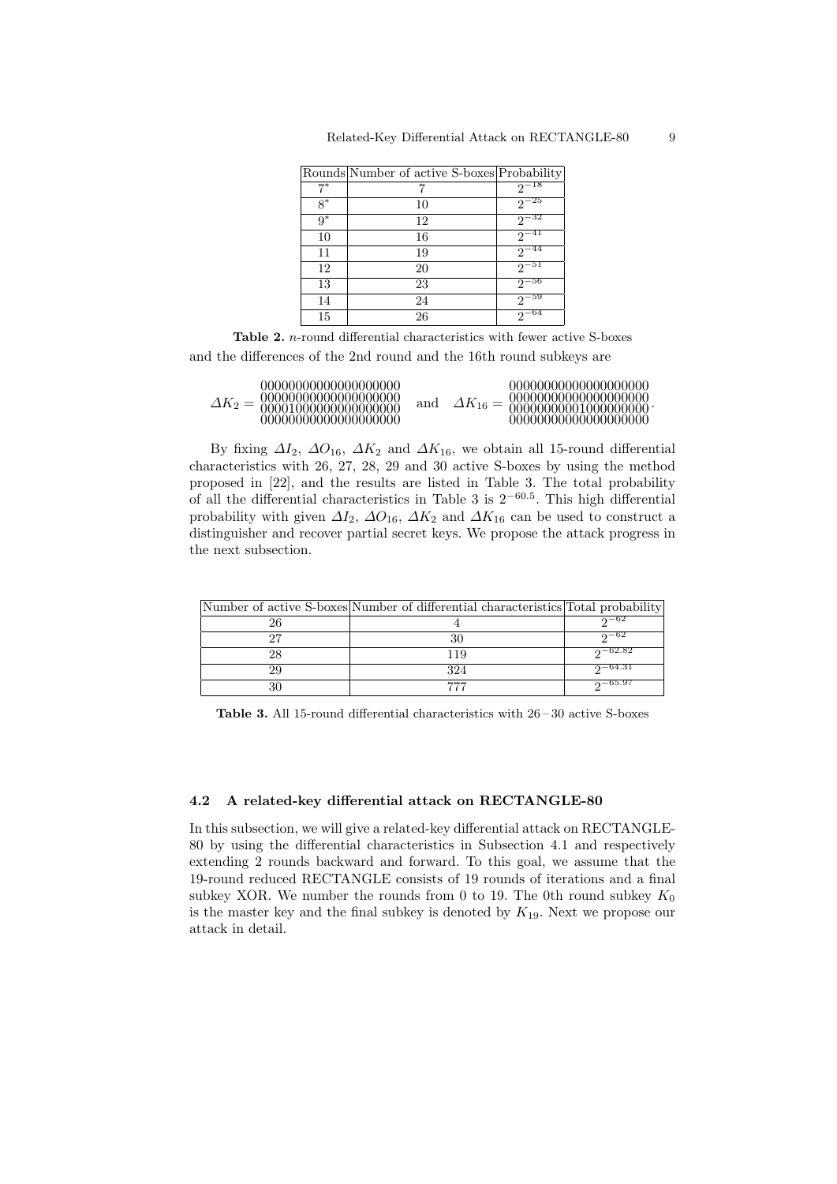| Rounds | Number of active S-boxes | Probability |
|---|---|---|
| $7^*$ | 7 | $2^{-18}$ |
| $8^*$ | 10 | $2^{-25}$ |
| $9^*$ | 12 | $2^{-32}$ |
| 10 | 16 | $2^{-41}$ |
| 11 | 19 | $2^{-44}$ |
| 12 | 20 | $2^{-51}$ |
| 13 | 23 | $2^{-56}$ |
| 14 | 24 | $2^{-59}$ |
| 15 | 26 | $2^{-64}$ |

**Table 2.** $n$-round differential characteristics with fewer active S-boxes

and the differences of the 2nd round and the 16th round subkeys are

$$\Delta K_2 = \begin{matrix} 00000000000000000000 \\ 00000000000000000000 \\ 00001000000000000000 \\ 00000000000000000000 \end{matrix} \quad \text{and} \quad \Delta K_{16} = \begin{matrix} 00000000000000000000 \\ 00000000000000000000 \\ 00000000001000000000 \\ 00000000000000000000 \end{matrix}.$$

By fixing $\Delta I_2$, $\Delta O_{16}$, $\Delta K_2$ and $\Delta K_{16}$, we obtain all 15-round differential characteristics with 26, 27, 28, 29 and 30 active S-boxes by using the method proposed in [22], and the results are listed in Table 3. The total probability of all the differential characteristics in Table 3 is $2^{-60.5}$. This high differential probability with given $\Delta I_2$, $\Delta O_{16}$, $\Delta K_2$ and $\Delta K_{16}$ can be used to construct a distinguisher and recover partial secret keys. We propose the attack progress in the next subsection.

| Number of active S-boxes | Number of differential characteristics | Total probability |
|---|---|---|
| 26 | 4 | $2^{-62}$ |
| 27 | 30 | $2^{-62}$ |
| 28 | 119 | $2^{-62.82}$ |
| 29 | 324 | $2^{-64.31}$ |
| 30 | 777 | $2^{-65.97}$ |

**Table 3.** All 15-round differential characteristics with 26 – 30 active S-boxes

### 4.2 A related-key differential attack on RECTANGLE-80

In this subsection, we will give a related-key differential attack on RECTANGLE-80 by using the differential characteristics in Subsection 4.1 and respectively extending 2 rounds backward and forward. To this goal, we assume that the 19-round reduced RECTANGLE consists of 19 rounds of iterations and a final subkey XOR. We number the rounds from 0 to 19. The 0th round subkey $K_0$ is the master key and the final subkey is denoted by $K_{19}$. Next we propose our attack in detail.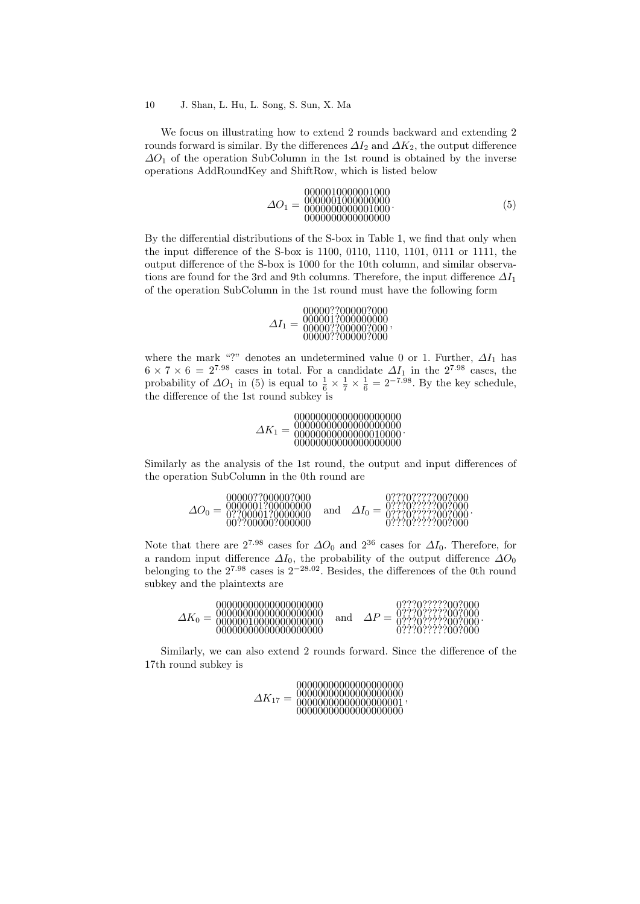We focus on illustrating how to extend 2 rounds backward and extending 2 rounds forward is similar. By the differences $\Delta I_2$ and $\Delta K_2$, the output difference $\Delta O_1$ of the operation SubColumn in the 1st round is obtained by the inverse operations AddRoundKey and ShiftRow, which is listed below

$$\Delta O_1 = \begin{matrix} 0000010000001000 \\ 0000001000000000 \\ 0000000000001000 \\ 0000000000000000 \end{matrix}. \tag{5}$$

By the differential distributions of the S-box in Table 1, we find that only when the input difference of the S-box is 1100, 0110, 1110, 1101, 0111 or 1111, the output difference of the S-box is 1000 for the 10th column, and similar observations are found for the 3rd and 9th columns. Therefore, the input difference $\Delta I_1$ of the operation SubColumn in the 1st round must have the following form

$$\Delta I_1 = \begin{matrix} 00000??00000?000 \\ 000001?000000000 \\ 00000??00000?000 \\ 00000??00000?000 \end{matrix},$$

where the mark "?" denotes an undetermined value 0 or 1. Further, $\Delta I_1$ has $6 \times 7 \times 6 = 2^{7.98}$ cases in total. For a candidate $\Delta I_1$ in the $2^{7.98}$ cases, the probability of $\Delta O_1$ in (5) is equal to $\frac{1}{6} \times \frac{1}{7} \times \frac{1}{6} = 2^{-7.98}$. By the key schedule, the difference of the 1st round subkey is

$$\Delta K_1 = \begin{matrix} 00000000000000000000 \\ 00000000000000000000 \\ 00000000000000010000 \\ 00000000000000000000 \end{matrix}.$$

Similarly as the analysis of the 1st round, the output and input differences of the operation SubColumn in the 0th round are

$$\Delta O_0 = \begin{matrix} 00000??00000?000 \\ 0000001?00000000 \\ 0??00001?0000000 \\ 00??00000?000000 \end{matrix} \quad \text{and} \quad \Delta I_0 = \begin{matrix} 0???0?????00?000 \\ 0???0?????00?000 \\ 0???0?????00?000 \\ 0???0?????00?000 \end{matrix}.$$

Note that there are $2^{7.98}$ cases for $\Delta O_0$ and $2^{36}$ cases for $\Delta I_0$. Therefore, for a random input difference $\Delta I_0$, the probability of the output difference $\Delta O_0$ belonging to the $2^{7.98}$ cases is $2^{-28.02}$. Besides, the differences of the 0th round subkey and the plaintexts are

$$\Delta K_0 = \begin{matrix} 00000000000000000000 \\ 00000000000000000000 \\ 00000010000000000000 \\ 00000000000000000000 \end{matrix} \quad \text{and} \quad \Delta P = \begin{matrix} 0???0?????00?000 \\ 0???0?????00?000 \\ 0???0?????00?000 \\ 0???0?????00?000 \end{matrix}.$$

Similarly, we can also extend 2 rounds forward. Since the difference of the 17th round subkey is

$$\Delta K_{17} = \begin{matrix} 00000000000000000000 \\ 00000000000000000000 \\ 00000000000000000001 \\ 00000000000000000000 \end{matrix},$$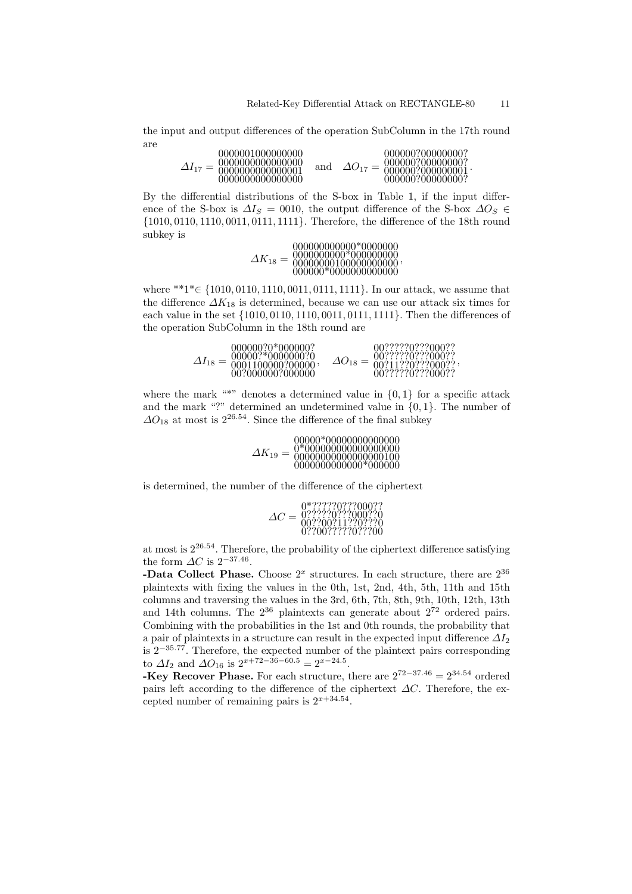the input and output differences of the operation SubColumn in the 17th round are

$$\Delta I_{17} = \begin{matrix} 0000001000000000 \\ 0000000000000000 \\ 0000000000000001 \\ 0000000000000000 \end{matrix} \quad \text{and} \quad \Delta O_{17} = \begin{matrix} 000000?00000000? \\ 000000?00000000? \\ 000000?000000001 \\ 000000?00000000? \end{matrix}.$$

By the differential distributions of the S-box in Table 1, if the input difference of the S-box is $\Delta I_S = 0010$, the output difference of the S-box $\Delta O_S \in \{1010, 0110, 1110, 0011, 0111, 1111\}$. Therefore, the difference of the 18th round subkey is

$$\Delta K_{18} = \begin{matrix} 000000000000*0000000 \\ 0000000000*000000000 \\ 00000000100000000000 \\ 000000*0000000000000 \end{matrix},$$

where $**1* \in \{1010, 0110, 1110, 0011, 0111, 1111\}$. In our attack, we assume that the difference $\Delta K_{18}$ is determined, because we can use our attack six times for each value in the set $\{1010, 0110, 1110, 0011, 0111, 1111\}$. Then the differences of the operation SubColumn in the 18th round are

$$\Delta I_{18} = \begin{matrix} 000000?0*000000? \\ 00000?*0000000?0 \\ 0001100000?00000 \\ 00?000000?000000 \end{matrix}, \quad \Delta O_{18} = \begin{matrix} 00?????0???000?? \\ 00?????0???000?? \\ 00?11??0???000?? \\ 00?????0???000?? \end{matrix},$$

where the mark "*" denotes a determined value in $\{0, 1\}$ for a specific attack and the mark "?" determined an undetermined value in $\{0, 1\}$. The number of $\Delta O_{18}$ at most is $2^{26.54}$. Since the difference of the final subkey

$$\Delta K_{19} = \begin{matrix} 00000*00000000000000 \\ 0*000000000000000000 \\ 00000000000000000100 \\ 0000000000000*000000 \end{matrix}$$

is determined, the number of the difference of the ciphertext

$$\Delta C = \begin{matrix} 0*?????0???000?? \\ 0?????0???000??0 \\ 00??00?11??0???0 \\ 0??00?????0???00 \end{matrix}$$

at most is $2^{26.54}$. Therefore, the probability of the ciphertext difference satisfying the form $\Delta C$ is $2^{-37.46}$.

**-Data Collect Phase.** Choose $2^x$ structures. In each structure, there are $2^{36}$ plaintexts with fixing the values in the 0th, 1st, 2nd, 4th, 5th, 11th and 15th columns and traversing the values in the 3rd, 6th, 7th, 8th, 9th, 10th, 12th, 13th and 14th columns. The $2^{36}$ plaintexts can generate about $2^{72}$ ordered pairs. Combining with the probabilities in the 1st and 0th rounds, the probability that a pair of plaintexts in a structure can result in the expected input difference $\Delta I_2$ is $2^{-35.77}$. Therefore, the expected number of the plaintext pairs corresponding to $\Delta I_2$ and $\Delta O_{16}$ is $2^{x+72-36-60.5} = 2^{x-24.5}$.

**-Key Recover Phase.** For each structure, there are $2^{72-37.46} = 2^{34.54}$ ordered pairs left according to the difference of the ciphertext $\Delta C$. Therefore, the excepted number of remaining pairs is $2^{x+34.54}$.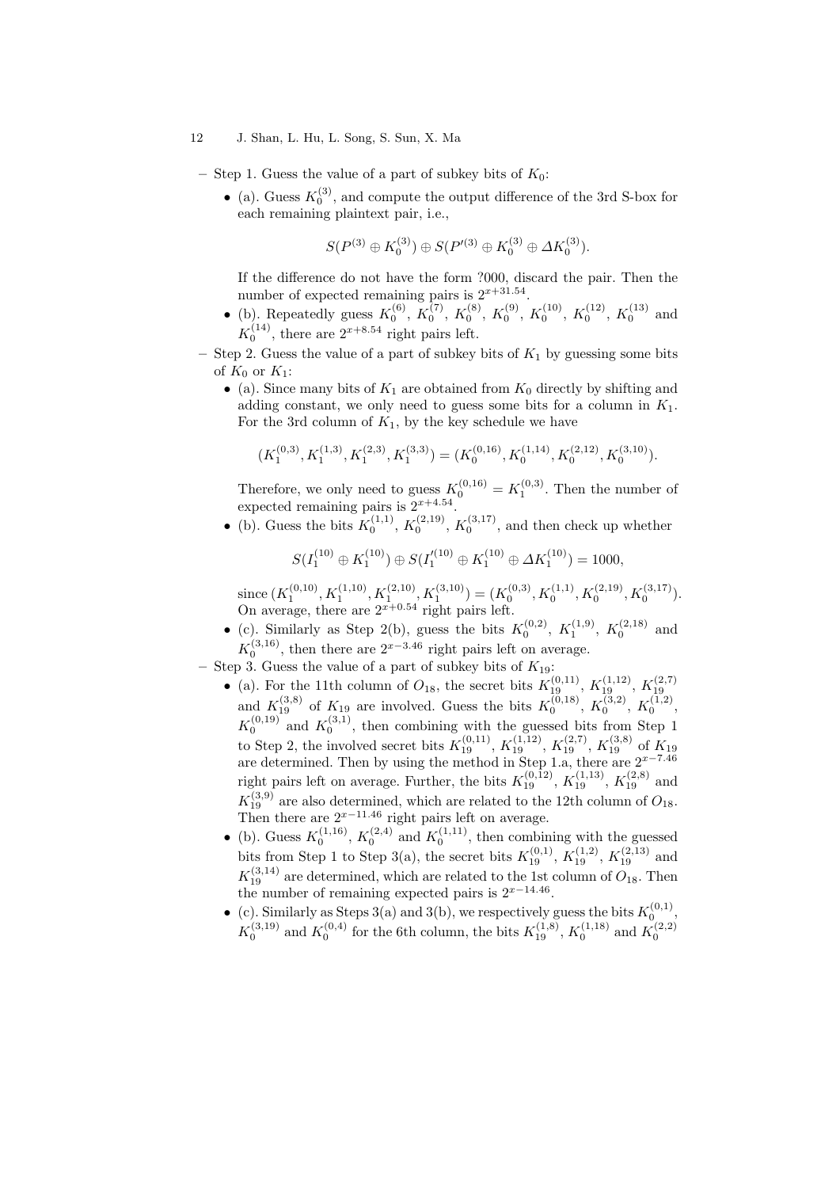- Step 1. Guess the value of a part of subkey bits of $K_0$:
  - (a). Guess $K_0^{(3)}$, and compute the output difference of the 3rd S-box for each remaining plaintext pair, i.e.,

$$S(P^{(3)} \oplus K_0^{(3)}) \oplus S(P'^{(3)} \oplus K_0^{(3)} \oplus \Delta K_0^{(3)}).$$

    If the difference do not have the form ?000, discard the pair. Then the number of expected remaining pairs is $2^{x+31.54}$.
  - (b). Repeatedly guess $K_0^{(6)}$, $K_0^{(7)}$, $K_0^{(8)}$, $K_0^{(9)}$, $K_0^{(10)}$, $K_0^{(12)}$, $K_0^{(13)}$ and $K_0^{(14)}$, there are $2^{x+8.54}$ right pairs left.
- Step 2. Guess the value of a part of subkey bits of $K_1$ by guessing some bits of $K_0$ or $K_1$:
  - (a). Since many bits of $K_1$ are obtained from $K_0$ directly by shifting and adding constant, we only need to guess some bits for a column in $K_1$. For the 3rd column of $K_1$, by the key schedule we have

$$(K_1^{(0,3)}, K_1^{(1,3)}, K_1^{(2,3)}, K_1^{(3,3)}) = (K_0^{(0,16)}, K_0^{(1,14)}, K_0^{(2,12)}, K_0^{(3,10)}).$$

    Therefore, we only need to guess $K_0^{(0,16)} = K_1^{(0,3)}$. Then the number of expected remaining pairs is $2^{x+4.54}$.
  - (b). Guess the bits $K_0^{(1,1)}$, $K_0^{(2,19)}$, $K_0^{(3,17)}$, and then check up whether

$$S(I_1^{(10)} \oplus K_1^{(10)}) \oplus S(I_1'^{(10)} \oplus K_1^{(10)} \oplus \Delta K_1^{(10)}) = 1000,$$

    since $(K_1^{(0,10)}, K_1^{(1,10)}, K_1^{(2,10)}, K_1^{(3,10)}) = (K_0^{(0,3)}, K_0^{(1,1)}, K_0^{(2,19)}, K_0^{(3,17)})$. On average, there are $2^{x+0.54}$ right pairs left.
  - (c). Similarly as Step 2(b), guess the bits $K_0^{(0,2)}$, $K_1^{(1,9)}$, $K_0^{(2,18)}$ and $K_0^{(3,16)}$, then there are $2^{x-3.46}$ right pairs left on average.
- Step 3. Guess the value of a part of subkey bits of $K_{19}$:
  - (a). For the 11th column of $O_{18}$, the secret bits $K_{19}^{(0,11)}$, $K_{19}^{(1,12)}$, $K_{19}^{(2,7)}$ and $K_{19}^{(3,8)}$ of $K_{19}$ are involved. Guess the bits $K_0^{(0,18)}$, $K_0^{(3,2)}$, $K_0^{(1,2)}$, $K_0^{(0,19)}$ and $K_0^{(3,1)}$, then combining with the guessed bits from Step 1 to Step 2, the involved secret bits $K_{19}^{(0,11)}$, $K_{19}^{(1,12)}$, $K_{19}^{(2,7)}$, $K_{19}^{(3,8)}$ of $K_{19}$ are determined. Then by using the method in Step 1.a, there are $2^{x-7.46}$ right pairs left on average. Further, the bits $K_{19}^{(0,12)}$, $K_{19}^{(1,13)}$, $K_{19}^{(2,8)}$ and $K_{19}^{(3,9)}$ are also determined, which are related to the 12th column of $O_{18}$. Then there are $2^{x-11.46}$ right pairs left on average.
  - (b). Guess $K_0^{(1,16)}$, $K_0^{(2,4)}$ and $K_0^{(1,11)}$, then combining with the guessed bits from Step 1 to Step 3(a), the secret bits $K_{19}^{(0,1)}$, $K_{19}^{(1,2)}$, $K_{19}^{(2,13)}$ and $K_{19}^{(3,14)}$ are determined, which are related to the 1st column of $O_{18}$. Then the number of remaining expected pairs is $2^{x-14.46}$.
  - (c). Similarly as Steps 3(a) and 3(b), we respectively guess the bits $K_0^{(0,1)}$, $K_0^{(3,19)}$ and $K_0^{(0,4)}$ for the 6th column, the bits $K_{19}^{(1,8)}$, $K_0^{(1,18)}$ and $K_0^{(2,2)}$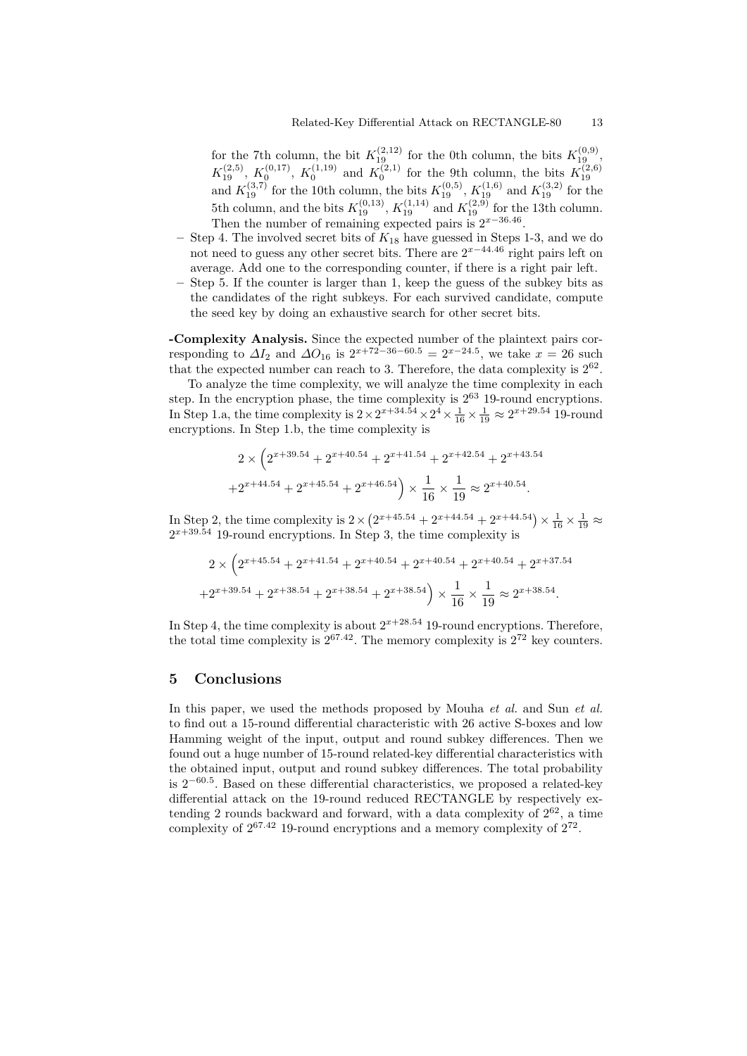for the 7th column, the bit $K_{19}^{(2,12)}$ for the 0th column, the bits $K_{19}^{(0,9)}$, $K_{19}^{(2,5)}$, $K_{0}^{(0,17)}$, $K_{0}^{(1,19)}$ and $K_{0}^{(2,1)}$ for the 9th column, the bits $K_{19}^{(2,6)}$ and $K_{19}^{(3,7)}$ for the 10th column, the bits $K_{19}^{(0,5)}$, $K_{19}^{(1,6)}$ and $K_{19}^{(3,2)}$ for the 5th column, and the bits $K_{19}^{(0,13)}$, $K_{19}^{(1,14)}$ and $K_{19}^{(2,9)}$ for the 13th column. Then the number of remaining expected pairs is $2^{x-36.46}$.

- Step 4. The involved secret bits of $K_{18}$ have guessed in Steps 1-3, and we do not need to guess any other secret bits. There are $2^{x-44.46}$ right pairs left on average. Add one to the corresponding counter, if there is a right pair left.
- Step 5. If the counter is larger than 1, keep the guess of the subkey bits as the candidates of the right subkeys. For each survived candidate, compute the seed key by doing an exhaustive search for other secret bits.

**-Complexity Analysis.** Since the expected number of the plaintext pairs corresponding to $\Delta I_2$ and $\Delta O_{16}$ is $2^{x+72-36-60.5} = 2^{x-24.5}$, we take $x = 26$ such that the expected number can reach to 3. Therefore, the data complexity is $2^{62}$.

To analyze the time complexity, we will analyze the time complexity in each step. In the encryption phase, the time complexity is $2^{63}$ 19-round encryptions. In Step 1.a, the time complexity is $2 \times 2^{x+34.54} \times 2^4 \times \frac{1}{16} \times \frac{1}{19} \approx 2^{x+29.54}$ 19-round encryptions. In Step 1.b, the time complexity is

$$2 \times \Big(2^{x+39.54} + 2^{x+40.54} + 2^{x+41.54} + 2^{x+42.54} + 2^{x+43.54}$$
$$+2^{x+44.54} + 2^{x+45.54} + 2^{x+46.54}\Big) \times \frac{1}{16} \times \frac{1}{19} \approx 2^{x+40.54}.$$

In Step 2, the time complexity is $2 \times \left(2^{x+45.54} + 2^{x+44.54} + 2^{x+44.54}\right) \times \frac{1}{16} \times \frac{1}{19} \approx 2^{x+39.54}$ 19-round encryptions. In Step 3, the time complexity is

$$2 \times \Big(2^{x+45.54} + 2^{x+41.54} + 2^{x+40.54} + 2^{x+40.54} + 2^{x+40.54} + 2^{x+37.54}$$
$$+2^{x+39.54} + 2^{x+38.54} + 2^{x+38.54} + 2^{x+38.54}\Big) \times \frac{1}{16} \times \frac{1}{19} \approx 2^{x+38.54}.$$

In Step 4, the time complexity is about $2^{x+28.54}$ 19-round encryptions. Therefore, the total time complexity is $2^{67.42}$. The memory complexity is $2^{72}$ key counters.

## 5 Conclusions

In this paper, we used the methods proposed by Mouha *et al.* and Sun *et al.* to find out a 15-round differential characteristic with 26 active S-boxes and low Hamming weight of the input, output and round subkey differences. Then we found out a huge number of 15-round related-key differential characteristics with the obtained input, output and round subkey differences. The total probability is $2^{-60.5}$. Based on these differential characteristics, we proposed a related-key differential attack on the 19-round reduced RECTANGLE by respectively extending 2 rounds backward and forward, with a data complexity of $2^{62}$, a time complexity of $2^{67.42}$ 19-round encryptions and a memory complexity of $2^{72}$.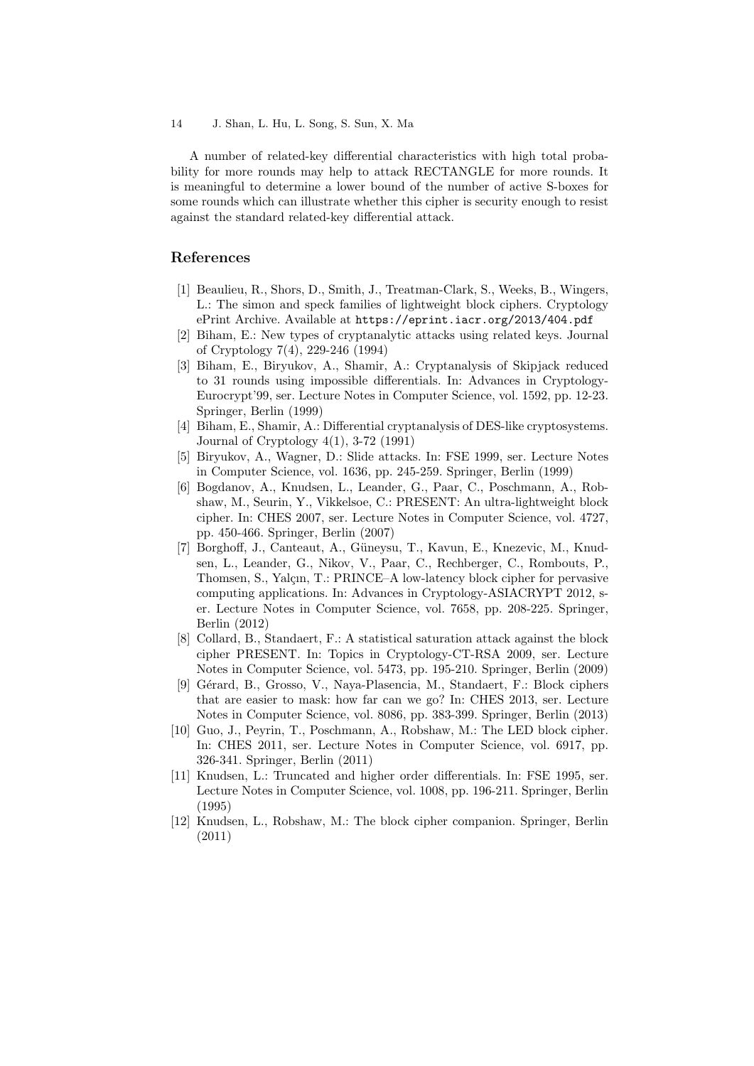A number of related-key differential characteristics with high total probability for more rounds may help to attack RECTANGLE for more rounds. It is meaningful to determine a lower bound of the number of active S-boxes for some rounds which can illustrate whether this cipher is security enough to resist against the standard related-key differential attack.

## References

[1] Beaulieu, R., Shors, D., Smith, J., Treatman-Clark, S., Weeks, B., Wingers, L.: The simon and speck families of lightweight block ciphers. Cryptology ePrint Archive. Available at `https://eprint.iacr.org/2013/404.pdf`

[2] Biham, E.: New types of cryptanalytic attacks using related keys. Journal of Cryptology 7(4), 229-246 (1994)

[3] Biham, E., Biryukov, A., Shamir, A.: Cryptanalysis of Skipjack reduced to 31 rounds using impossible differentials. In: Advances in Cryptology-Eurocrypt'99, ser. Lecture Notes in Computer Science, vol. 1592, pp. 12-23. Springer, Berlin (1999)

[4] Biham, E., Shamir, A.: Differential cryptanalysis of DES-like cryptosystems. Journal of Cryptology 4(1), 3-72 (1991)

[5] Biryukov, A., Wagner, D.: Slide attacks. In: FSE 1999, ser. Lecture Notes in Computer Science, vol. 1636, pp. 245-259. Springer, Berlin (1999)

[6] Bogdanov, A., Knudsen, L., Leander, G., Paar, C., Poschmann, A., Robshaw, M., Seurin, Y., Vikkelsoe, C.: PRESENT: An ultra-lightweight block cipher. In: CHES 2007, ser. Lecture Notes in Computer Science, vol. 4727, pp. 450-466. Springer, Berlin (2007)

[7] Borghoff, J., Canteaut, A., Güneysu, T., Kavun, E., Knezevic, M., Knudsen, L., Leander, G., Nikov, V., Paar, C., Rechberger, C., Rombouts, P., Thomsen, S., Yalçın, T.: PRINCE–A low-latency block cipher for pervasive computing applications. In: Advances in Cryptology-ASIACRYPT 2012, ser. Lecture Notes in Computer Science, vol. 7658, pp. 208-225. Springer, Berlin (2012)

[8] Collard, B., Standaert, F.: A statistical saturation attack against the block cipher PRESENT. In: Topics in Cryptology-CT-RSA 2009, ser. Lecture Notes in Computer Science, vol. 5473, pp. 195-210. Springer, Berlin (2009)

[9] Gérard, B., Grosso, V., Naya-Plasencia, M., Standaert, F.: Block ciphers that are easier to mask: how far can we go? In: CHES 2013, ser. Lecture Notes in Computer Science, vol. 8086, pp. 383-399. Springer, Berlin (2013)

[10] Guo, J., Peyrin, T., Poschmann, A., Robshaw, M.: The LED block cipher. In: CHES 2011, ser. Lecture Notes in Computer Science, vol. 6917, pp. 326-341. Springer, Berlin (2011)

[11] Knudsen, L.: Truncated and higher order differentials. In: FSE 1995, ser. Lecture Notes in Computer Science, vol. 1008, pp. 196-211. Springer, Berlin (1995)

[12] Knudsen, L., Robshaw, M.: The block cipher companion. Springer, Berlin (2011)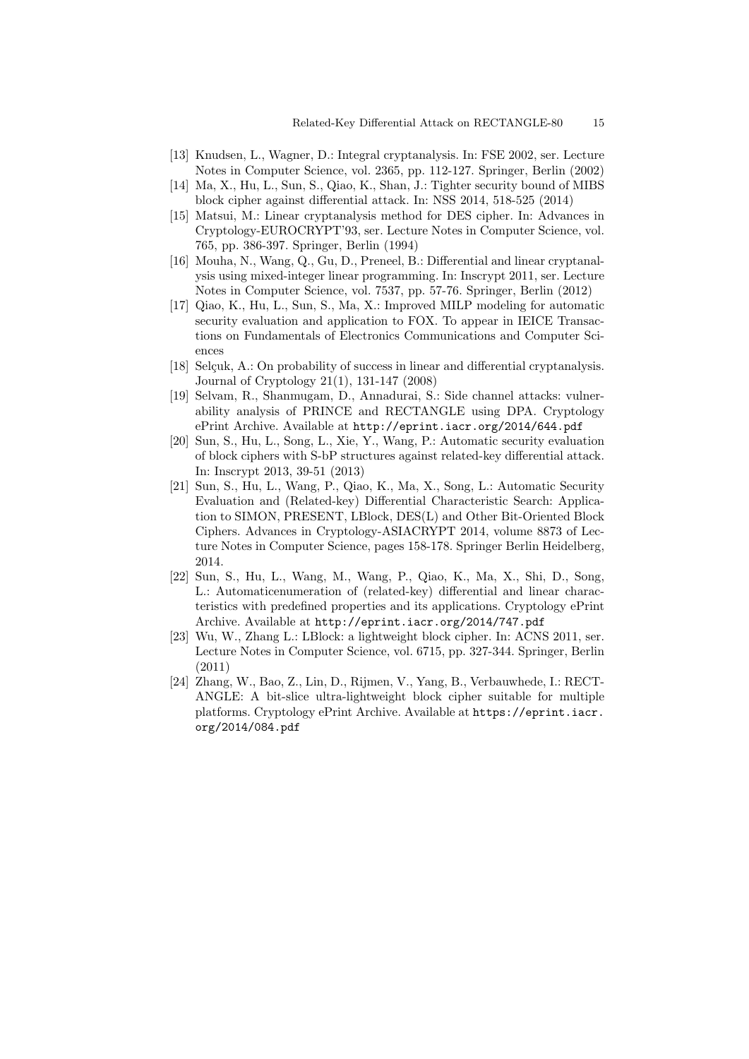[13] Knudsen, L., Wagner, D.: Integral cryptanalysis. In: FSE 2002, ser. Lecture Notes in Computer Science, vol. 2365, pp. 112-127. Springer, Berlin (2002)

[14] Ma, X., Hu, L., Sun, S., Qiao, K., Shan, J.: Tighter security bound of MIBS block cipher against differential attack. In: NSS 2014, 518-525 (2014)

[15] Matsui, M.: Linear cryptanalysis method for DES cipher. In: Advances in Cryptology-EUROCRYPT'93, ser. Lecture Notes in Computer Science, vol. 765, pp. 386-397. Springer, Berlin (1994)

[16] Mouha, N., Wang, Q., Gu, D., Preneel, B.: Differential and linear cryptanalysis using mixed-integer linear programming. In: Inscrypt 2011, ser. Lecture Notes in Computer Science, vol. 7537, pp. 57-76. Springer, Berlin (2012)

[17] Qiao, K., Hu, L., Sun, S., Ma, X.: Improved MILP modeling for automatic security evaluation and application to FOX. To appear in IEICE Transactions on Fundamentals of Electronics Communications and Computer Sciences

[18] Selçuk, A.: On probability of success in linear and differential cryptanalysis. Journal of Cryptology 21(1), 131-147 (2008)

[19] Selvam, R., Shanmugam, D., Annadurai, S.: Side channel attacks: vulnerability analysis of PRINCE and RECTANGLE using DPA. Cryptology ePrint Archive. Available at http://eprint.iacr.org/2014/644.pdf

[20] Sun, S., Hu, L., Song, L., Xie, Y., Wang, P.: Automatic security evaluation of block ciphers with S-bP structures against related-key differential attack. In: Inscrypt 2013, 39-51 (2013)

[21] Sun, S., Hu, L., Wang, P., Qiao, K., Ma, X., Song, L.: Automatic Security Evaluation and (Related-key) Differential Characteristic Search: Application to SIMON, PRESENT, LBlock, DES(L) and Other Bit-Oriented Block Ciphers. Advances in Cryptology-ASIACRYPT 2014, volume 8873 of Lecture Notes in Computer Science, pages 158-178. Springer Berlin Heidelberg, 2014.

[22] Sun, S., Hu, L., Wang, M., Wang, P., Qiao, K., Ma, X., Shi, D., Song, L.: Automaticenumeration of (related-key) differential and linear characteristics with predefined properties and its applications. Cryptology ePrint Archive. Available at http://eprint.iacr.org/2014/747.pdf

[23] Wu, W., Zhang L.: LBlock: a lightweight block cipher. In: ACNS 2011, ser. Lecture Notes in Computer Science, vol. 6715, pp. 327-344. Springer, Berlin (2011)

[24] Zhang, W., Bao, Z., Lin, D., Rijmen, V., Yang, B., Verbauwhede, I.: RECTANGLE: A bit-slice ultra-lightweight block cipher suitable for multiple platforms. Cryptology ePrint Archive. Available at https://eprint.iacr.org/2014/084.pdf